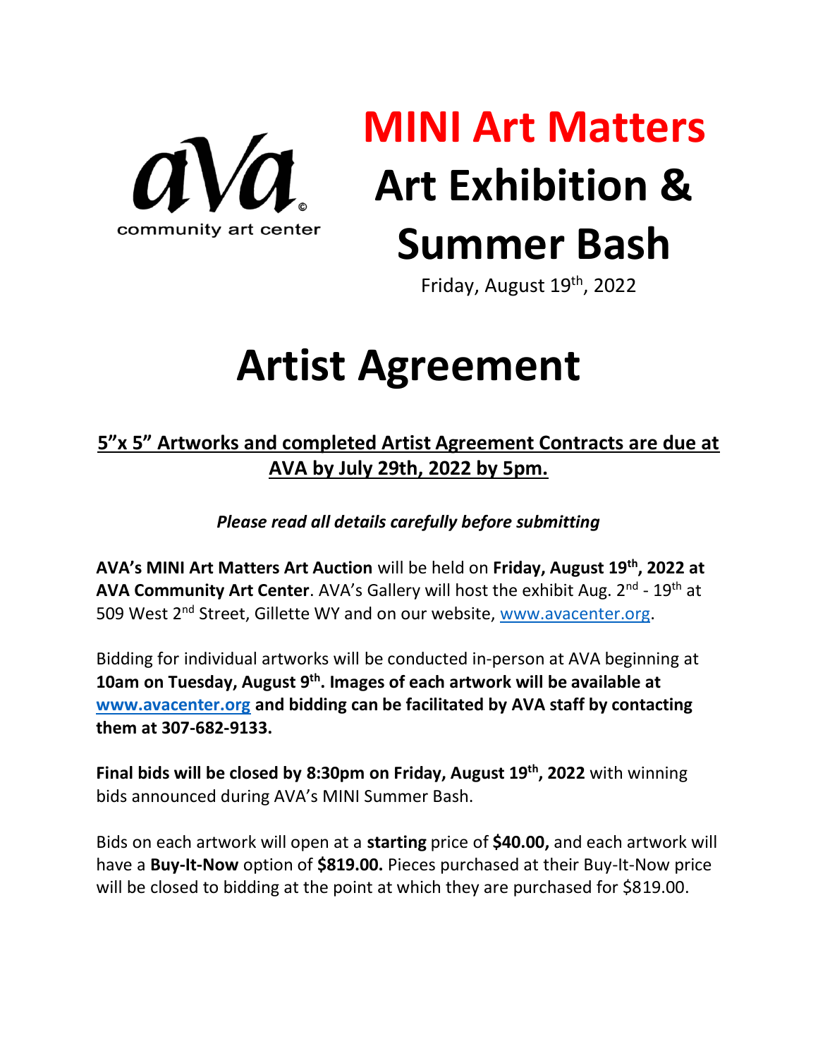aVa©
community art center

# MINI Art Matters
# Art Exhibition & Summer Bash

Friday, August 19th, 2022

# Artist Agreement

## 5"x 5" Artworks and completed Artist Agreement Contracts are due at AVA by July 29th, 2022 by 5pm.

***Please read all details carefully before submitting***

**AVA's MINI Art Matters Art Auction** will be held on **Friday, August 19th, 2022 at AVA Community Art Center**. AVA's Gallery will host the exhibit Aug. 2nd - 19th at 509 West 2nd Street, Gillette WY and on our website, www.avacenter.org.

Bidding for individual artworks will be conducted in-person at AVA beginning at **10am on Tuesday, August 9th. Images of each artwork will be available at www.avacenter.org and bidding can be facilitated by AVA staff by contacting them at 307-682-9133.**

**Final bids will be closed by 8:30pm on Friday, August 19th, 2022** with winning bids announced during AVA's MINI Summer Bash.

Bids on each artwork will open at a **starting** price of **$40.00,** and each artwork will have a **Buy-It-Now** option of **$819.00.** Pieces purchased at their Buy-It-Now price will be closed to bidding at the point at which they are purchased for $819.00.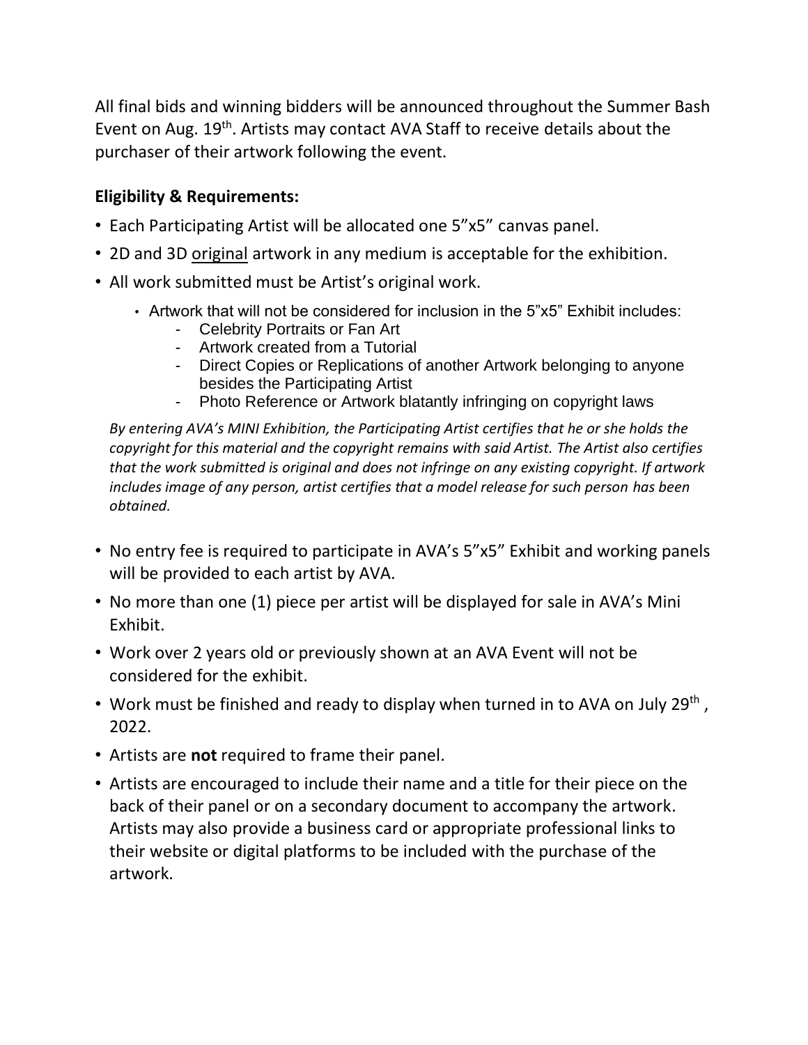All final bids and winning bidders will be announced throughout the Summer Bash Event on Aug. 19th. Artists may contact AVA Staff to receive details about the purchaser of their artwork following the event.

**Eligibility & Requirements:**

- Each Participating Artist will be allocated one 5"x5" canvas panel.
- 2D and 3D original artwork in any medium is acceptable for the exhibition.
- All work submitted must be Artist's original work.
  - Artwork that will not be considered for inclusion in the 5"x5" Exhibit includes:
    - Celebrity Portraits or Fan Art
    - Artwork created from a Tutorial
    - Direct Copies or Replications of another Artwork belonging to anyone besides the Participating Artist
    - Photo Reference or Artwork blatantly infringing on copyright laws

*By entering AVA's MINI Exhibition, the Participating Artist certifies that he or she holds the copyright for this material and the copyright remains with said Artist. The Artist also certifies that the work submitted is original and does not infringe on any existing copyright. If artwork includes image of any person, artist certifies that a model release for such person has been obtained.*

- No entry fee is required to participate in AVA's 5"x5" Exhibit and working panels will be provided to each artist by AVA.
- No more than one (1) piece per artist will be displayed for sale in AVA's Mini Exhibit.
- Work over 2 years old or previously shown at an AVA Event will not be considered for the exhibit.
- Work must be finished and ready to display when turned in to AVA on July 29th, 2022.
- Artists are **not** required to frame their panel.
- Artists are encouraged to include their name and a title for their piece on the back of their panel or on a secondary document to accompany the artwork. Artists may also provide a business card or appropriate professional links to their website or digital platforms to be included with the purchase of the artwork.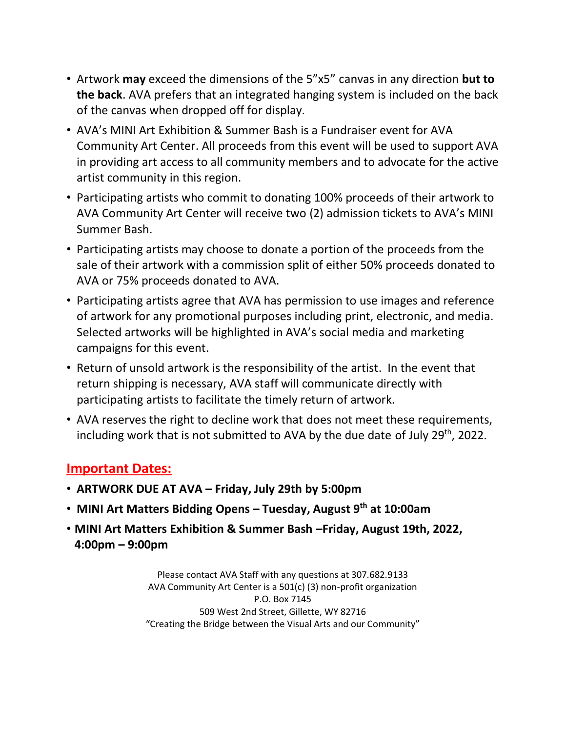- Artwork **may** exceed the dimensions of the 5"x5" canvas in any direction **but to the back**. AVA prefers that an integrated hanging system is included on the back of the canvas when dropped off for display.
- AVA's MINI Art Exhibition & Summer Bash is a Fundraiser event for AVA Community Art Center. All proceeds from this event will be used to support AVA in providing art access to all community members and to advocate for the active artist community in this region.
- Participating artists who commit to donating 100% proceeds of their artwork to AVA Community Art Center will receive two (2) admission tickets to AVA's MINI Summer Bash.
- Participating artists may choose to donate a portion of the proceeds from the sale of their artwork with a commission split of either 50% proceeds donated to AVA or 75% proceeds donated to AVA.
- Participating artists agree that AVA has permission to use images and reference of artwork for any promotional purposes including print, electronic, and media. Selected artworks will be highlighted in AVA's social media and marketing campaigns for this event.
- Return of unsold artwork is the responsibility of the artist. In the event that return shipping is necessary, AVA staff will communicate directly with participating artists to facilitate the timely return of artwork.
- AVA reserves the right to decline work that does not meet these requirements, including work that is not submitted to AVA by the due date of July 29th, 2022.

## Important Dates:

- **ARTWORK DUE AT AVA – Friday, July 29th by 5:00pm**
- **MINI Art Matters Bidding Opens – Tuesday, August 9th at 10:00am**
- **MINI Art Matters Exhibition & Summer Bash –Friday, August 19th, 2022, 4:00pm – 9:00pm**

Please contact AVA Staff with any questions at 307.682.9133
AVA Community Art Center is a 501(c) (3) non-profit organization
P.O. Box 7145
509 West 2nd Street, Gillette, WY 82716
"Creating the Bridge between the Visual Arts and our Community"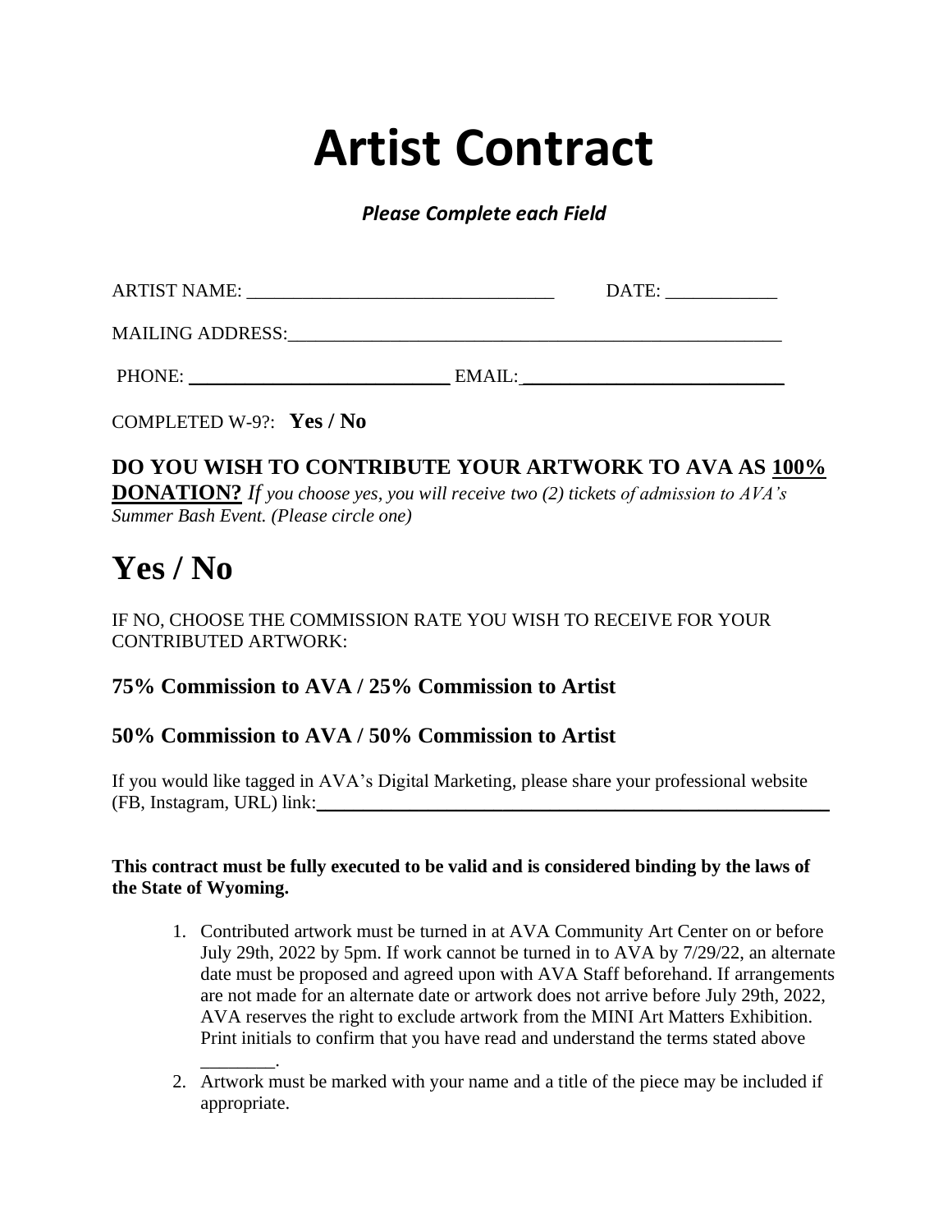# Artist Contract

***Please Complete each Field***

ARTIST NAME: _________________________________ DATE: ____________

MAILING ADDRESS:_____________________________________________________

PHONE: ____________________________ EMAIL:____________________________

COMPLETED W-9?: **Yes / No**

**DO YOU WISH TO CONTRIBUTE YOUR ARTWORK TO AVA AS 100% DONATION?** *If you choose yes, you will receive two (2) tickets of admission to AVA's Summer Bash Event. (Please circle one)*

# Yes / No

IF NO, CHOOSE THE COMMISSION RATE YOU WISH TO RECEIVE FOR YOUR CONTRIBUTED ARTWORK:

### 75% Commission to AVA / 25% Commission to Artist

### 50% Commission to AVA / 50% Commission to Artist

If you would like tagged in AVA's Digital Marketing, please share your professional website (FB, Instagram, URL) link:________________________________________________________

**This contract must be fully executed to be valid and is considered binding by the laws of the State of Wyoming.**

1. Contributed artwork must be turned in at AVA Community Art Center on or before July 29th, 2022 by 5pm. If work cannot be turned in to AVA by 7/29/22, an alternate date must be proposed and agreed upon with AVA Staff beforehand. If arrangements are not made for an alternate date or artwork does not arrive before July 29th, 2022, AVA reserves the right to exclude artwork from the MINI Art Matters Exhibition. Print initials to confirm that you have read and understand the terms stated above ________.
2. Artwork must be marked with your name and a title of the piece may be included if appropriate.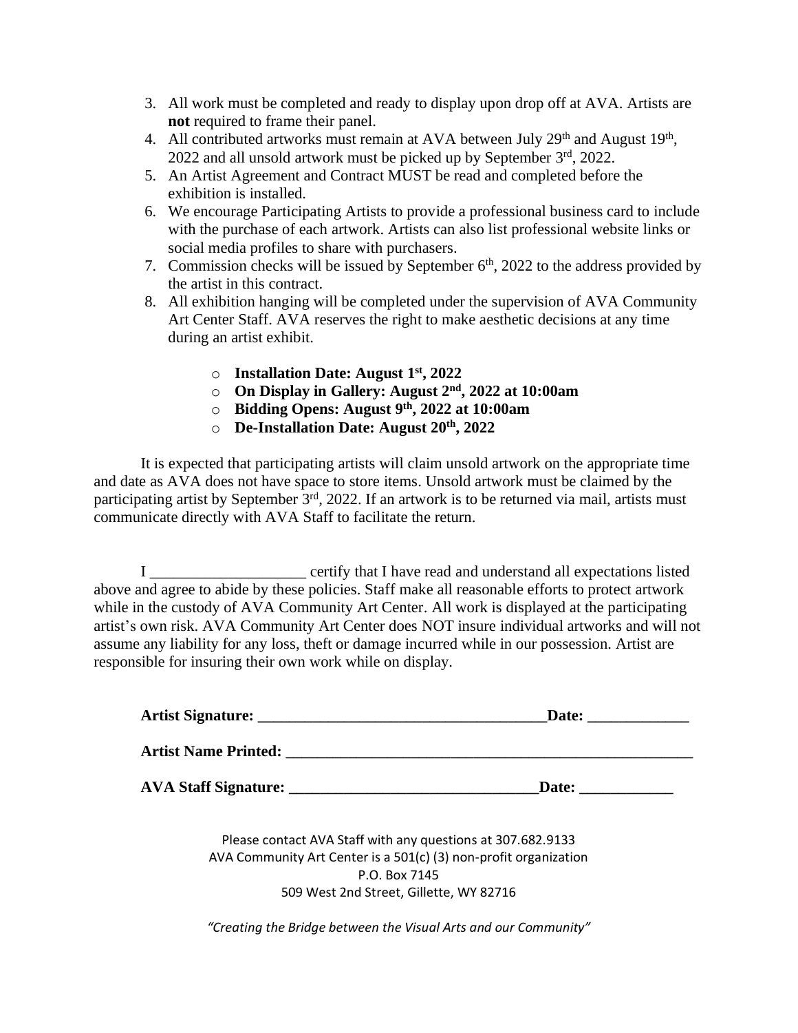3. All work must be completed and ready to display upon drop off at AVA. Artists are **not** required to frame their panel.
4. All contributed artworks must remain at AVA between July 29th and August 19th, 2022 and all unsold artwork must be picked up by September 3rd, 2022.
5. An Artist Agreement and Contract MUST be read and completed before the exhibition is installed.
6. We encourage Participating Artists to provide a professional business card to include with the purchase of each artwork. Artists can also list professional website links or social media profiles to share with purchasers.
7. Commission checks will be issued by September 6th, 2022 to the address provided by the artist in this contract.
8. All exhibition hanging will be completed under the supervision of AVA Community Art Center Staff. AVA reserves the right to make aesthetic decisions at any time during an artist exhibit.
   - **Installation Date: August 1st, 2022**
   - **On Display in Gallery: August 2nd, 2022 at 10:00am**
   - **Bidding Opens: August 9th, 2022 at 10:00am**
   - **De-Installation Date: August 20th, 2022**

It is expected that participating artists will claim unsold artwork on the appropriate time and date as AVA does not have space to store items. Unsold artwork must be claimed by the participating artist by September 3rd, 2022. If an artwork is to be returned via mail, artists must communicate directly with AVA Staff to facilitate the return.

I ___________________ certify that I have read and understand all expectations listed above and agree to abide by these policies. Staff make all reasonable efforts to protect artwork while in the custody of AVA Community Art Center. All work is displayed at the participating artist's own risk. AVA Community Art Center does NOT insure individual artworks and will not assume any liability for any loss, theft or damage incurred while in our possession. Artist are responsible for insuring their own work while on display.

**Artist Signature: _____________________________________Date: _____________**

**Artist Name Printed: _____________________________________________________**

**AVA Staff Signature: ________________________________Date: ____________**

Please contact AVA Staff with any questions at 307.682.9133
AVA Community Art Center is a 501(c) (3) non-profit organization
P.O. Box 7145
509 West 2nd Street, Gillette, WY 82716

*"Creating the Bridge between the Visual Arts and our Community"*